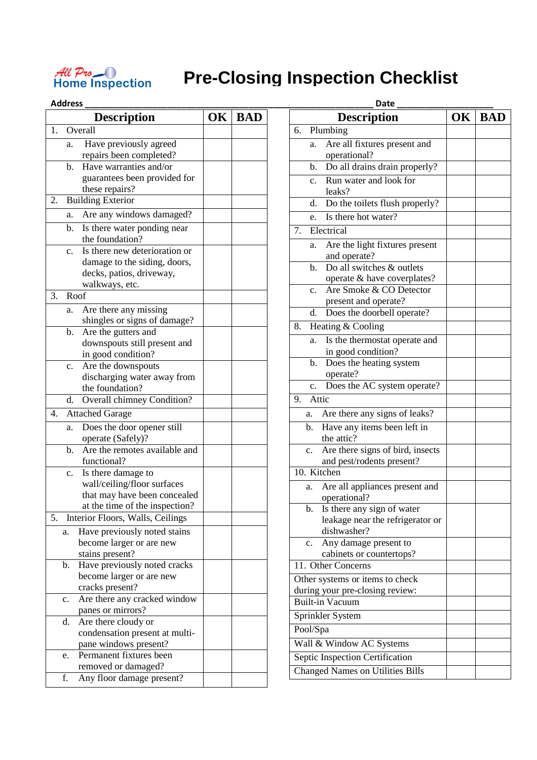All Pro Home Inspection

# Pre-Closing Inspection Checklist

**Address** ____________________________________________ **Date** ____________________

| Description | OK | BAD |
|---|---|---|
| 1. Overall | | |
| a. Have previously agreed repairs been completed? | | |
| b. Have warranties and/or guarantees been provided for these repairs? | | |
| 2. Building Exterior | | |
| a. Are any windows damaged? | | |
| b. Is there water ponding near the foundation? | | |
| c. Is there new deterioration or damage to the siding, doors, decks, patios, driveway, walkways, etc. | | |
| 3. Roof | | |
| a. Are there any missing shingles or signs of damage? | | |
| b. Are the gutters and downspouts still present and in good condition? | | |
| c. Are the downspouts discharging water away from the foundation? | | |
| d. Overall chimney Condition? | | |
| 4. Attached Garage | | |
| a. Does the door opener still operate (Safely)? | | |
| b. Are the remotes available and functional? | | |
| c. Is there damage to wall/ceiling/floor surfaces that may have been concealed at the time of the inspection? | | |
| 5. Interior Floors, Walls, Ceilings | | |
| a. Have previously noted stains become larger or are new stains present? | | |
| b. Have previously noted cracks become larger or are new cracks present? | | |
| c. Are there any cracked window panes or mirrors? | | |
| d. Are there cloudy or condensation present at multi-pane windows present? | | |
| e. Permanent fixtures been removed or damaged? | | |
| f. Any floor damage present? | | |

| Description | OK | BAD |
|---|---|---|
| 6. Plumbing | | |
| a. Are all fixtures present and operational? | | |
| b. Do all drains drain properly? | | |
| c. Run water and look for leaks? | | |
| d. Do the toilets flush properly? | | |
| e. Is there hot water? | | |
| 7. Electrical | | |
| a. Are the light fixtures present and operate? | | |
| b. Do all switches & outlets operate & have coverplates? | | |
| c. Are Smoke & CO Detector present and operate? | | |
| d. Does the doorbell operate? | | |
| 8. Heating & Cooling | | |
| a. Is the thermostat operate and in good condition? | | |
| b. Does the heating system operate? | | |
| c. Does the AC system operate? | | |
| 9. Attic | | |
| a. Are there any signs of leaks? | | |
| b. Have any items been left in the attic? | | |
| c. Are there signs of bird, insects and pest/rodents present? | | |
| 10. Kitchen | | |
| a. Are all appliances present and operational? | | |
| b. Is there any sign of water leakage near the refrigerator or dishwasher? | | |
| c. Any damage present to cabinets or countertops? | | |
| 11. Other Concerns | | |
| Other systems or items to check during your pre-closing review: | | |
| Built-in Vacuum | | |
| Sprinkler System | | |
| Pool/Spa | | |
| Wall & Window AC Systems | | |
| Septic Inspection Certification | | |
| Changed Names on Utilities Bills | | |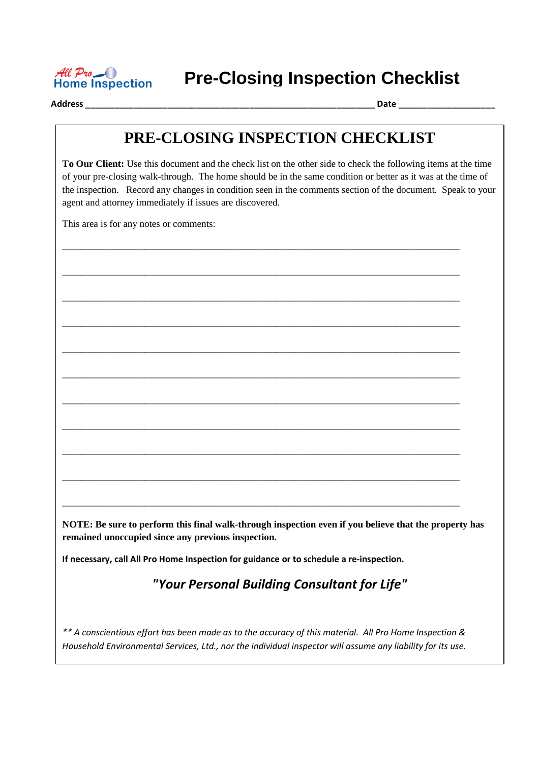All Pro Home Inspection

# Pre-Closing Inspection Checklist

**Address** ______________________________________________________________ **Date** ____________________

## PRE-CLOSING INSPECTION CHECKLIST

**To Our Client:** Use this document and the check list on the other side to check the following items at the time of your pre-closing walk-through. The home should be in the same condition or better as it was at the time of the inspection. Record any changes in condition seen in the comments section of the document. Speak to your agent and attorney immediately if issues are discovered.

This area is for any notes or comments:

______________________________________________________________________________

______________________________________________________________________________

______________________________________________________________________________

______________________________________________________________________________

______________________________________________________________________________

______________________________________________________________________________

______________________________________________________________________________

______________________________________________________________________________

______________________________________________________________________________

______________________________________________________________________________

______________________________________________________________________________

**NOTE: Be sure to perform this final walk-through inspection even if you believe that the property has remained unoccupied since any previous inspection.**

**If necessary, call All Pro Home Inspection for guidance or to schedule a re-inspection.**

***"Your Personal Building Consultant for Life"***

*** A conscientious effort has been made as to the accuracy of this material. All Pro Home Inspection & Household Environmental Services, Ltd., nor the individual inspector will assume any liability for its use.*